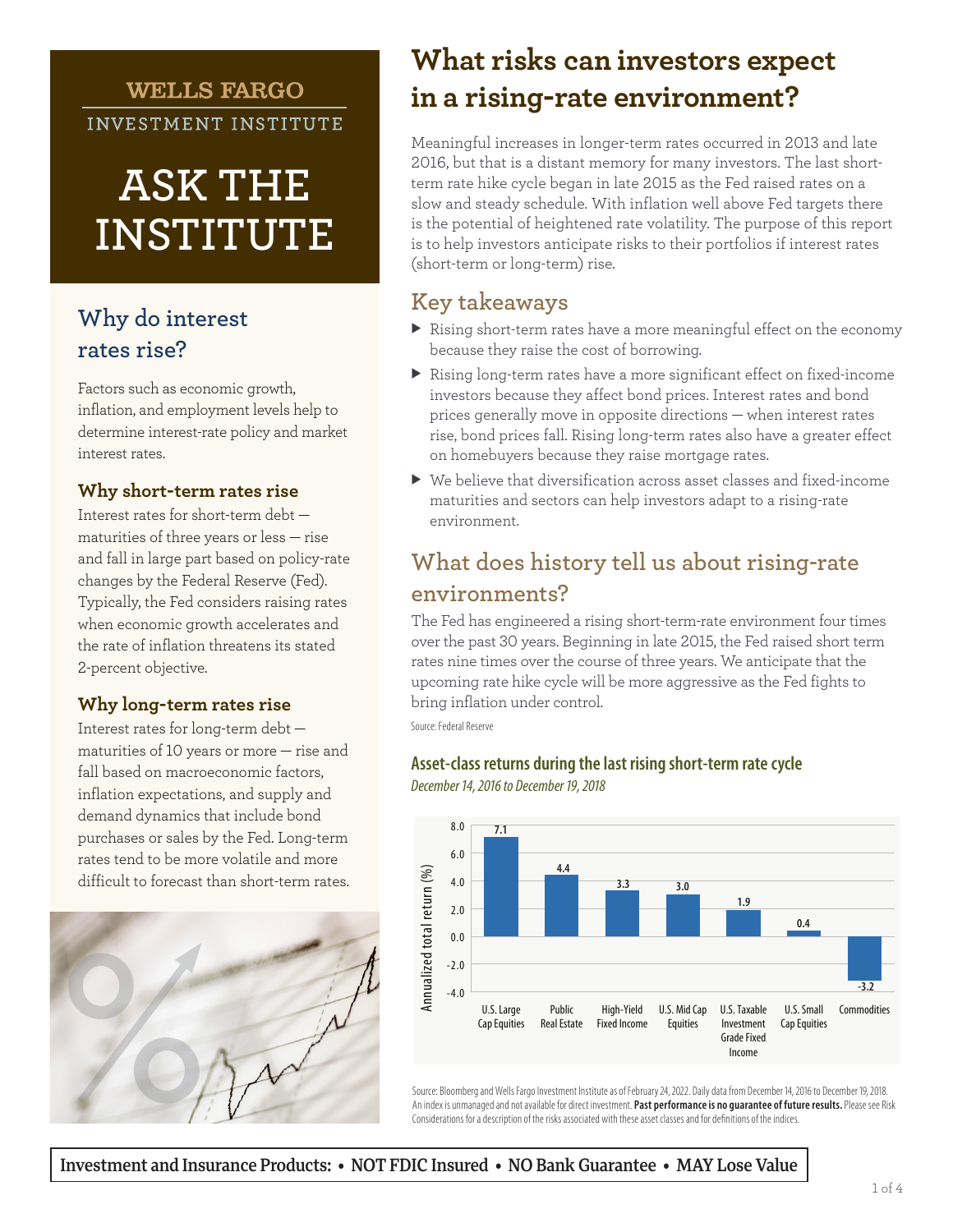WELLS FARGO
INVESTMENT INSTITUTE

# ASK THE INSTITUTE

## Why do interest rates rise?

Factors such as economic growth, inflation, and employment levels help to determine interest-rate policy and market interest rates.

### Why short-term rates rise

Interest rates for short-term debt — maturities of three years or less — rise and fall in large part based on policy-rate changes by the Federal Reserve (Fed). Typically, the Fed considers raising rates when economic growth accelerates and the rate of inflation threatens its stated 2-percent objective.

### Why long-term rates rise

Interest rates for long-term debt — maturities of 10 years or more — rise and fall based on macroeconomic factors, inflation expectations, and supply and demand dynamics that include bond purchases or sales by the Fed. Long-term rates tend to be more volatile and more difficult to forecast than short-term rates.

# What risks can investors expect in a rising-rate environment?

Meaningful increases in longer-term rates occurred in 2013 and late 2016, but that is a distant memory for many investors. The last short-term rate hike cycle began in late 2015 as the Fed raised rates on a slow and steady schedule. With inflation well above Fed targets there is the potential of heightened rate volatility. The purpose of this report is to help investors anticipate risks to their portfolios if interest rates (short-term or long-term) rise.

## Key takeaways

- Rising short-term rates have a more meaningful effect on the economy because they raise the cost of borrowing.
- Rising long-term rates have a more significant effect on fixed-income investors because they affect bond prices. Interest rates and bond prices generally move in opposite directions — when interest rates rise, bond prices fall. Rising long-term rates also have a greater effect on homebuyers because they raise mortgage rates.
- We believe that diversification across asset classes and fixed-income maturities and sectors can help investors adapt to a rising-rate environment.

## What does history tell us about rising-rate environments?

The Fed has engineered a rising short-term-rate environment four times over the past 30 years. Beginning in late 2015, the Fed raised short term rates nine times over the course of three years. We anticipate that the upcoming rate hike cycle will be more aggressive as the Fed fights to bring inflation under control.

Source: Federal Reserve

**Asset-class returns during the last rising short-term rate cycle**

*December 14, 2016 to December 19, 2018*

| Asset class | Annualized total return (%) |
|---|---|
| U.S. Large Cap Equities | 7.1 |
| Public Real Estate | 4.4 |
| High-Yield Fixed Income | 3.3 |
| U.S. Mid Cap Equities | 3.0 |
| U.S. Taxable Investment Grade Fixed Income | 1.9 |
| U.S. Small Cap Equities | 0.4 |
| Commodities | -3.2 |

Source: Bloomberg and Wells Fargo Investment Institute as of February 24, 2022. Daily data from December 14, 2016 to December 19, 2018. An index is unmanaged and not available for direct investment. **Past performance is no guarantee of future results.** Please see Risk Considerations for a description of the risks associated with these asset classes and for definitions of the indices.

**Investment and Insurance Products: • NOT FDIC Insured • NO Bank Guarantee • MAY Lose Value**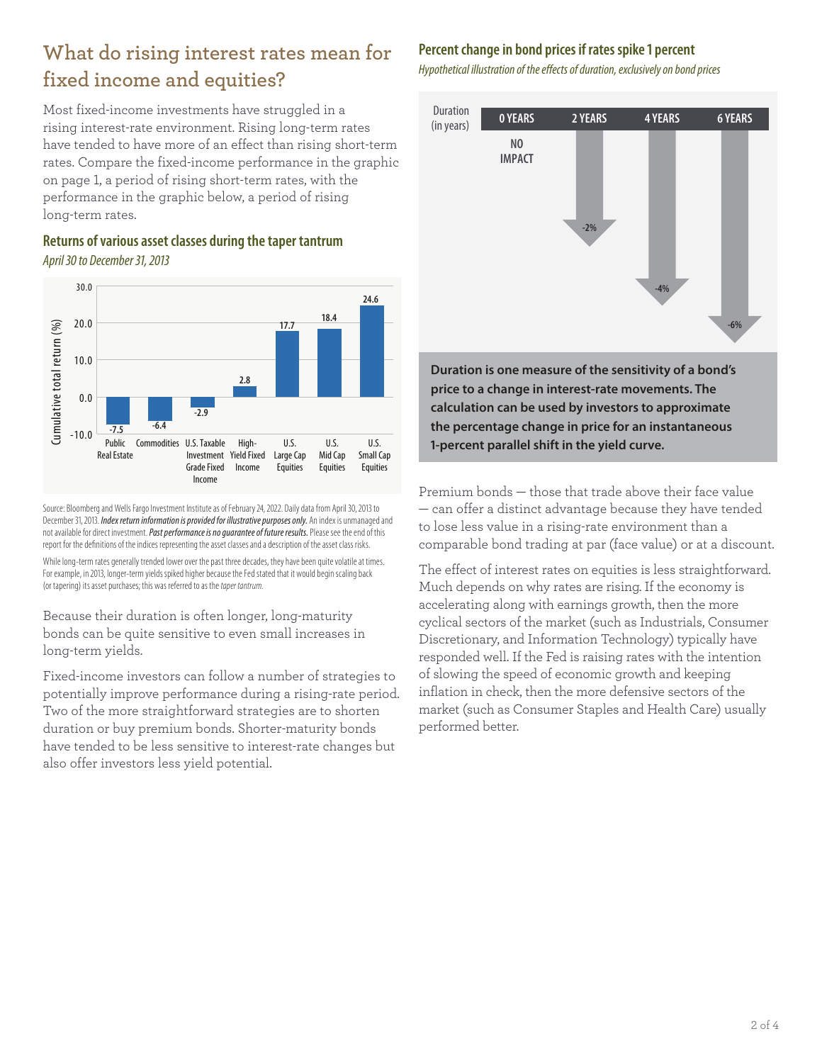# What do rising interest rates mean for fixed income and equities?

Most fixed-income investments have struggled in a rising interest-rate environment. Rising long-term rates have tended to have more of an effect than rising short-term rates. Compare the fixed-income performance in the graphic on page 1, a period of rising short-term rates, with the performance in the graphic below, a period of rising long-term rates.

### Returns of various asset classes during the taper tantrum

*April 30 to December 31, 2013*

| Asset class | Cumulative total return (%) |
|---|---|
| Public Real Estate | -7.5 |
| Commodities | -6.4 |
| U.S. Taxable Investment Grade Fixed Income | -2.9 |
| High-Yield Fixed Income | 2.8 |
| U.S. Large Cap Equities | 17.7 |
| U.S. Mid Cap Equities | 18.4 |
| U.S. Small Cap Equities | 24.6 |

Source: Bloomberg and Wells Fargo Investment Institute as of February 24, 2022. Daily data from April 30, 2013 to December 31, 2013. ***Index return information is provided for illustrative purposes only.*** An index is unmanaged and not available for direct investment. ***Past performance is no guarantee of future results.*** Please see the end of this report for the definitions of the indices representing the asset classes and a description of the asset class risks.

While long-term rates generally trended lower over the past three decades, they have been quite volatile at times. For example, in 2013, longer-term yields spiked higher because the Fed stated that it would begin scaling back (or tapering) its asset purchases; this was referred to as the *taper tantrum*.

Because their duration is often longer, long-maturity bonds can be quite sensitive to even small increases in long-term yields.

Fixed-income investors can follow a number of strategies to potentially improve performance during a rising-rate period. Two of the more straightforward strategies are to shorten duration or buy premium bonds. Shorter-maturity bonds have tended to be less sensitive to interest-rate changes but also offer investors less yield potential.

### Percent change in bond prices if rates spike 1 percent

*Hypothetical illustration of the effects of duration, exclusively on bond prices*

| Duration (in years) | 0 YEARS | 2 YEARS | 4 YEARS | 6 YEARS |
|---|---|---|---|---|
| Price change | NO IMPACT | -2% | -4% | -6% |

**Duration is one measure of the sensitivity of a bond's price to a change in interest-rate movements. The calculation can be used by investors to approximate the percentage change in price for an instantaneous 1-percent parallel shift in the yield curve.**

Premium bonds — those that trade above their face value — can offer a distinct advantage because they have tended to lose less value in a rising-rate environment than a comparable bond trading at par (face value) or at a discount.

The effect of interest rates on equities is less straightforward. Much depends on why rates are rising. If the economy is accelerating along with earnings growth, then the more cyclical sectors of the market (such as Industrials, Consumer Discretionary, and Information Technology) typically have responded well. If the Fed is raising rates with the intention of slowing the speed of economic growth and keeping inflation in check, then the more defensive sectors of the market (such as Consumer Staples and Health Care) usually performed better.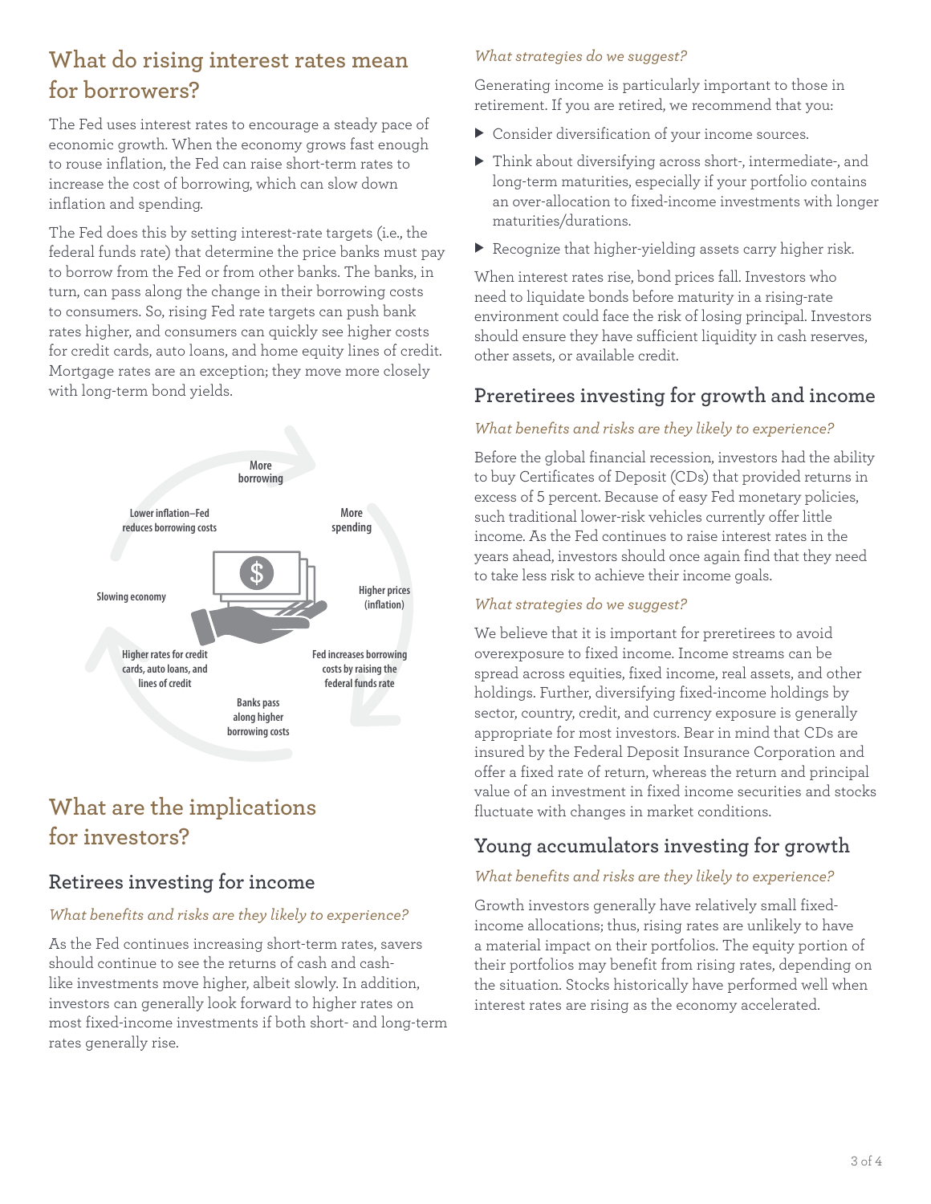## What do rising interest rates mean for borrowers?

The Fed uses interest rates to encourage a steady pace of economic growth. When the economy grows fast enough to rouse inflation, the Fed can raise short-term rates to increase the cost of borrowing, which can slow down inflation and spending.

The Fed does this by setting interest-rate targets (i.e., the federal funds rate) that determine the price banks must pay to borrow from the Fed or from other banks. The banks, in turn, can pass along the change in their borrowing costs to consumers. So, rising Fed rate targets can push bank rates higher, and consumers can quickly see higher costs for credit cards, auto loans, and home equity lines of credit. Mortgage rates are an exception; they move more closely with long-term bond yields.

- More borrowing
- More spending
- Higher prices (inflation)
- Fed increases borrowing costs by raising the federal funds rate
- Banks pass along higher borrowing costs
- Higher rates for credit cards, auto loans, and lines of credit
- Slowing economy
- Lower inflation–Fed reduces borrowing costs

## What are the implications for investors?

### Retirees investing for income

*What benefits and risks are they likely to experience?*

As the Fed continues increasing short-term rates, savers should continue to see the returns of cash and cash-like investments move higher, albeit slowly. In addition, investors can generally look forward to higher rates on most fixed-income investments if both short- and long-term rates generally rise.

*What strategies do we suggest?*

Generating income is particularly important to those in retirement. If you are retired, we recommend that you:

- Consider diversification of your income sources.
- Think about diversifying across short-, intermediate-, and long-term maturities, especially if your portfolio contains an over-allocation to fixed-income investments with longer maturities/durations.
- Recognize that higher-yielding assets carry higher risk.

When interest rates rise, bond prices fall. Investors who need to liquidate bonds before maturity in a rising-rate environment could face the risk of losing principal. Investors should ensure they have sufficient liquidity in cash reserves, other assets, or available credit.

### Preretirees investing for growth and income

*What benefits and risks are they likely to experience?*

Before the global financial recession, investors had the ability to buy Certificates of Deposit (CDs) that provided returns in excess of 5 percent. Because of easy Fed monetary policies, such traditional lower-risk vehicles currently offer little income. As the Fed continues to raise interest rates in the years ahead, investors should once again find that they need to take less risk to achieve their income goals.

*What strategies do we suggest?*

We believe that it is important for preretirees to avoid overexposure to fixed income. Income streams can be spread across equities, fixed income, real assets, and other holdings. Further, diversifying fixed-income holdings by sector, country, credit, and currency exposure is generally appropriate for most investors. Bear in mind that CDs are insured by the Federal Deposit Insurance Corporation and offer a fixed rate of return, whereas the return and principal value of an investment in fixed income securities and stocks fluctuate with changes in market conditions.

### Young accumulators investing for growth

*What benefits and risks are they likely to experience?*

Growth investors generally have relatively small fixed-income allocations; thus, rising rates are unlikely to have a material impact on their portfolios. The equity portion of their portfolios may benefit from rising rates, depending on the situation. Stocks historically have performed well when interest rates are rising as the economy accelerated.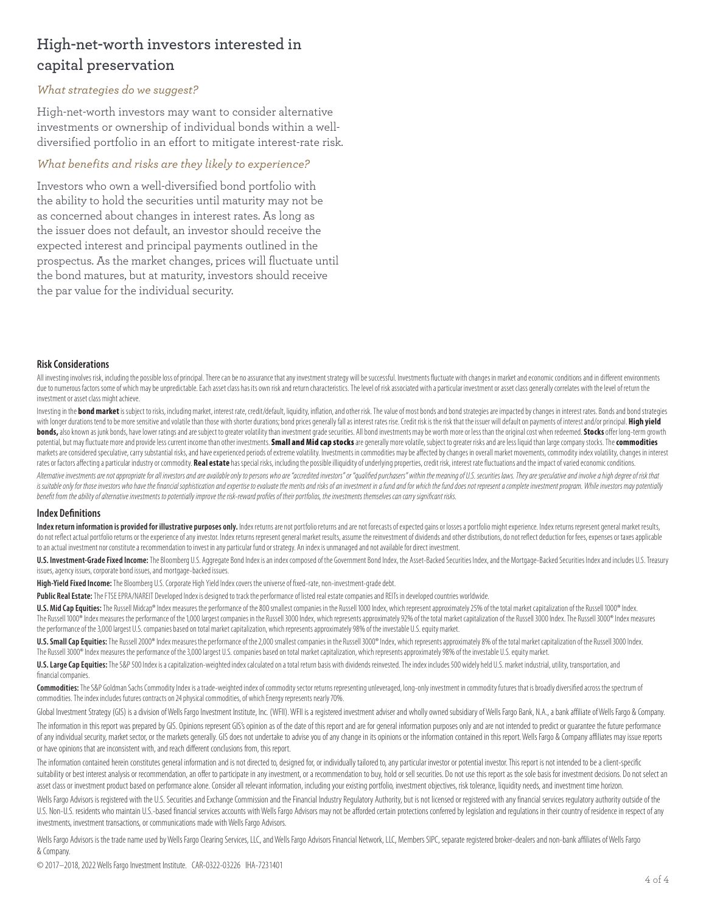## High-net-worth investors interested in capital preservation

### *What strategies do we suggest?*

High-net-worth investors may want to consider alternative investments or ownership of individual bonds within a well-diversified portfolio in an effort to mitigate interest-rate risk.

### *What benefits and risks are they likely to experience?*

Investors who own a well-diversified bond portfolio with the ability to hold the securities until maturity may not be as concerned about changes in interest rates. As long as the issuer does not default, an investor should receive the expected interest and principal payments outlined in the prospectus. As the market changes, prices will fluctuate until the bond matures, but at maturity, investors should receive the par value for the individual security.

### Risk Considerations

All investing involves risk, including the possible loss of principal. There can be no assurance that any investment strategy will be successful. Investments fluctuate with changes in market and economic conditions and in different environments due to numerous factors some of which may be unpredictable. Each asset class has its own risk and return characteristics. The level of risk associated with a particular investment or asset class generally correlates with the level of return the investment or asset class might achieve.

Investing in the **bond market** is subject to risks, including market, interest rate, credit/default, liquidity, inflation, and other risk. The value of most bonds and bond strategies are impacted by changes in interest rates. Bonds and bond strategies with longer durations tend to be more sensitive and volatile than those with shorter durations; bond prices generally fall as interest rates rise. Credit risk is the risk that the issuer will default on payments of interest and/or principal. **High yield bonds,** also known as junk bonds, have lower ratings and are subject to greater volatility than investment grade securities. All bond investments may be worth more or less than the original cost when redeemed. **Stocks** offer long-term growth potential, but may fluctuate more and provide less current income than other investments. **Small and Mid cap stocks** are generally more volatile, subject to greater risks and are less liquid than large company stocks. The **commodities** markets are considered speculative, carry substantial risks, and have experienced periods of extreme volatility. Investments in commodities may be affected by changes in overall market movements, commodity index volatility, changes in interest rates or factors affecting a particular industry or commodity. **Real estate** has special risks, including the possible illiquidity of underlying properties, credit risk, interest rate fluctuations and the impact of varied economic conditions.

*Alternative investments are not appropriate for all investors and are available only to persons who are "accredited investors" or "qualified purchasers" within the meaning of U.S. securities laws. They are speculative and involve a high degree of risk that is suitable only for those investors who have the financial sophistication and expertise to evaluate the merits and risks of an investment in a fund and for which the fund does not represent a complete investment program. While investors may potentially benefit from the ability of alternative investments to potentially improve the risk-reward profiles of their portfolios, the investments themselves can carry significant risks.*

### Index Definitions

**Index return information is provided for illustrative purposes only.** Index returns are not portfolio returns and are not forecasts of expected gains or losses a portfolio might experience. Index returns represent general market results, do not reflect actual portfolio returns or the experience of any investor. Index returns represent general market results, assume the reinvestment of dividends and other distributions, do not reflect deduction for fees, expenses or taxes applicable to an actual investment nor constitute a recommendation to invest in any particular fund or strategy. An index is unmanaged and not available for direct investment.

**U.S. Investment-Grade Fixed Income:** The Bloomberg U.S. Aggregate Bond Index is an index composed of the Government Bond Index, the Asset-Backed Securities Index, and the Mortgage-Backed Securities Index and includes U.S. Treasury issues, agency issues, corporate bond issues, and mortgage-backed issues.

**High-Yield Fixed Income:** The Bloomberg U.S. Corporate High Yield Index covers the universe of fixed-rate, non-investment-grade debt.

**Public Real Estate:** The FTSE EPRA/NAREIT Developed Index is designed to track the performance of listed real estate companies and REITs in developed countries worldwide.

**U.S. Mid Cap Equities:** The Russell Midcap® Index measures the performance of the 800 smallest companies in the Russell 1000 Index, which represent approximately 25% of the total market capitalization of the Russell 1000® Index. The Russell 1000® Index measures the performance of the 1,000 largest companies in the Russell 3000 Index, which represents approximately 92% of the total market capitalization of the Russell 3000 Index. The Russell 3000® Index measures the performance of the 3,000 largest U.S. companies based on total market capitalization, which represents approximately 98% of the investable U.S. equity market.

**U.S. Small Cap Equities:** The Russell 2000® Index measures the performance of the 2,000 smallest companies in the Russell 3000® Index, which represents approximately 8% of the total market capitalization of the Russell 3000 Index. The Russell 3000® Index measures the performance of the 3,000 largest U.S. companies based on total market capitalization, which represents approximately 98% of the investable U.S. equity market.

**U.S. Large Cap Equities:** The S&P 500 Index is a capitalization-weighted index calculated on a total return basis with dividends reinvested. The index includes 500 widely held U.S. market industrial, utility, transportation, and financial companies.

**Commodities:** The S&P Goldman Sachs Commodity Index is a trade-weighted index of commodity sector returns representing unleveraged, long-only investment in commodity futures that is broadly diversified across the spectrum of commodities. The index includes futures contracts on 24 physical commodities, of which Energy represents nearly 70%.

Global Investment Strategy (GIS) is a division of Wells Fargo Investment Institute, Inc. (WFII). WFII is a registered investment adviser and wholly owned subsidiary of Wells Fargo Bank, N.A., a bank affiliate of Wells Fargo & Company.

The information in this report was prepared by GIS. Opinions represent GIS's opinion as of the date of this report and are for general information purposes only and are not intended to predict or guarantee the future performance of any individual security, market sector, or the markets generally. GIS does not undertake to advise you of any change in its opinions or the information contained in this report. Wells Fargo & Company affiliates may issue reports or have opinions that are inconsistent with, and reach different conclusions from, this report.

The information contained herein constitutes general information and is not directed to, designed for, or individually tailored to, any particular investor or potential investor. This report is not intended to be a client-specific suitability or best interest analysis or recommendation, an offer to participate in any investment, or a recommendation to buy, hold or sell securities. Do not use this report as the sole basis for investment decisions. Do not select an asset class or investment product based on performance alone. Consider all relevant information, including your existing portfolio, investment objectives, risk tolerance, liquidity needs, and investment time horizon.

Wells Fargo Advisors is registered with the U.S. Securities and Exchange Commission and the Financial Industry Regulatory Authority, but is not licensed or registered with any financial services regulatory authority outside of the U.S. Non-U.S. residents who maintain U.S.-based financial services accounts with Wells Fargo Advisors may not be afforded certain protections conferred by legislation and regulations in their country of residence in respect of any investments, investment transactions, or communications made with Wells Fargo Advisors.

Wells Fargo Advisors is the trade name used by Wells Fargo Clearing Services, LLC, and Wells Fargo Advisors Financial Network, LLC, Members SIPC, separate registered broker-dealers and non-bank affiliates of Wells Fargo & Company.

© 2017–2018, 2022 Wells Fargo Investment Institute. CAR-0322-03226 IHA-7231401